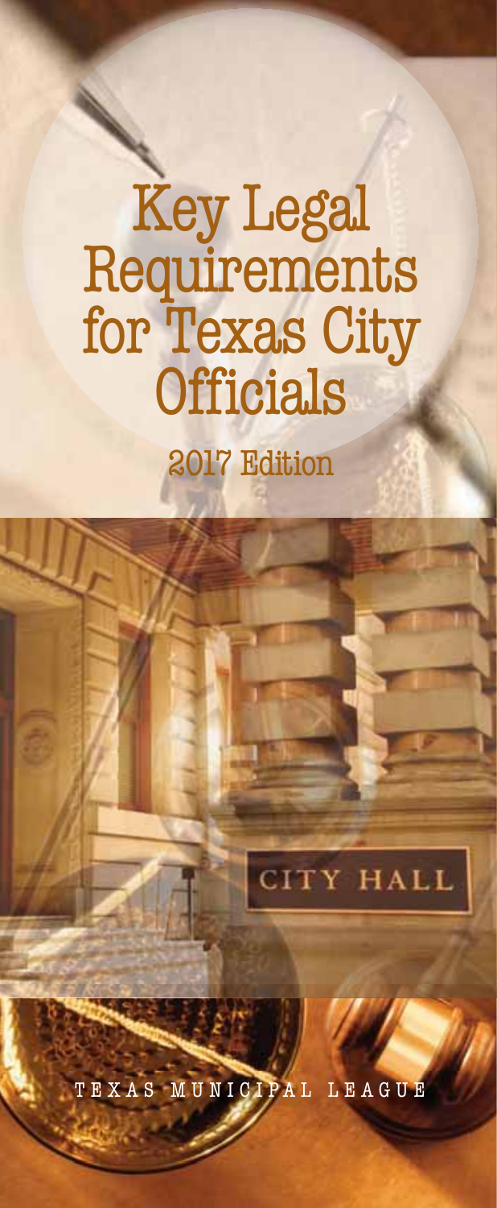# Key Legal Requirements for Texas City Officials

## 2017 Edition

TEXAS MUNICIPAL LEAGUE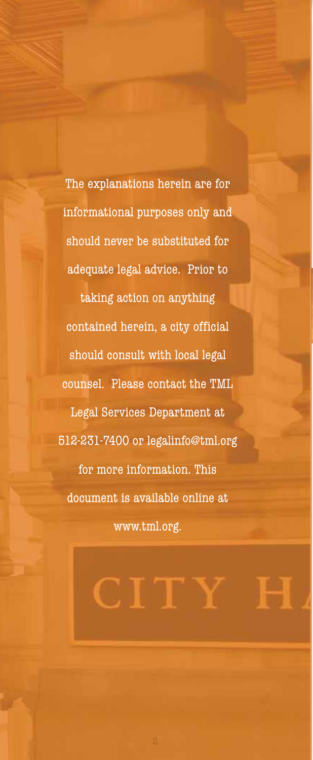The explanations herein are for informational purposes only and should never be substituted for adequate legal advice. Prior to taking action on anything contained herein, a city official should consult with local legal counsel. Please contact the TML Legal Services Department at 512-231-7400 or legalinfo@tml.org for more information. This document is available online at www.tml.org.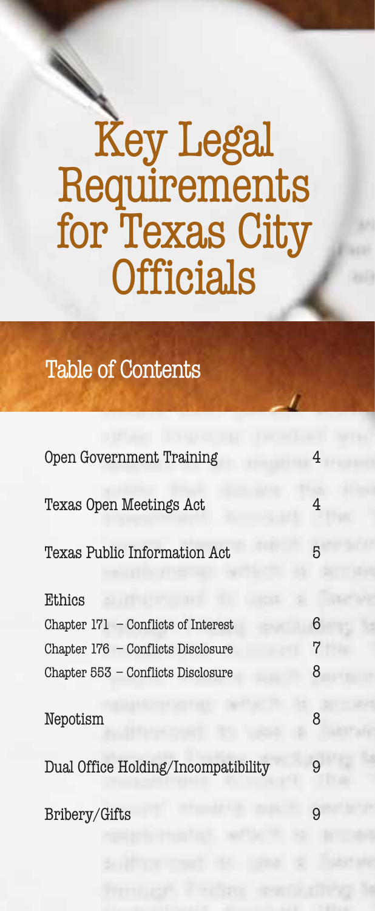# Key Legal Requirements for Texas City Officials

## Table of Contents

| | |
|---|---|
| Open Government Training | 4 |
| Texas Open Meetings Act | 4 |
| Texas Public Information Act | 5 |
| Ethics | |
| Chapter 171 – Conflicts of Interest | 6 |
| Chapter 176 – Conflicts Disclosure | 7 |
| Chapter 553 – Conflicts Disclosure | 8 |
| Nepotism | 8 |
| Dual Office Holding/Incompatibility | 9 |
| Bribery/Gifts | 9 |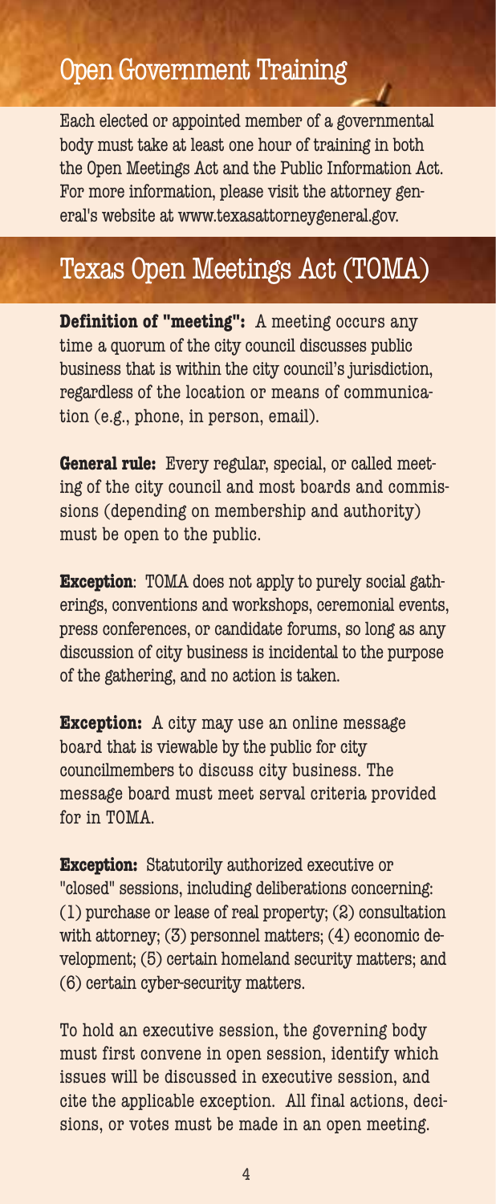## Open Government Training

Each elected or appointed member of a governmental body must take at least one hour of training in both the Open Meetings Act and the Public Information Act. For more information, please visit the attorney general's website at www.texasattorneygeneral.gov.

## Texas Open Meetings Act (TOMA)

**Definition of "meeting":** A meeting occurs any time a quorum of the city council discusses public business that is within the city council's jurisdiction, regardless of the location or means of communication (e.g., phone, in person, email).

**General rule:** Every regular, special, or called meeting of the city council and most boards and commissions (depending on membership and authority) must be open to the public.

**Exception**: TOMA does not apply to purely social gatherings, conventions and workshops, ceremonial events, press conferences, or candidate forums, so long as any discussion of city business is incidental to the purpose of the gathering, and no action is taken.

**Exception:** A city may use an online message board that is viewable by the public for city councilmembers to discuss city business. The message board must meet serval criteria provided for in TOMA.

**Exception:** Statutorily authorized executive or "closed" sessions, including deliberations concerning: (1) purchase or lease of real property; (2) consultation with attorney; (3) personnel matters; (4) economic development; (5) certain homeland security matters; and (6) certain cyber-security matters.

To hold an executive session, the governing body must first convene in open session, identify which issues will be discussed in executive session, and cite the applicable exception. All final actions, decisions, or votes must be made in an open meeting.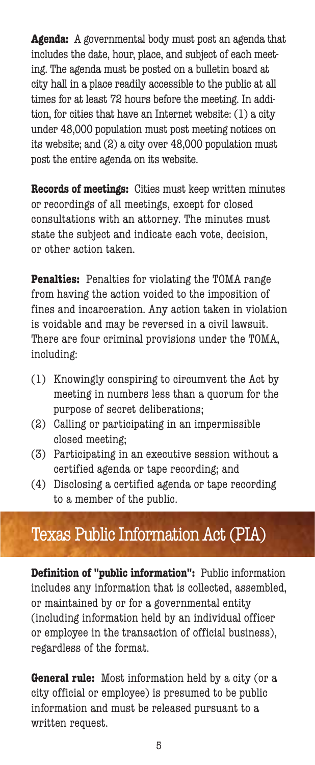**Agenda:** A governmental body must post an agenda that includes the date, hour, place, and subject of each meeting. The agenda must be posted on a bulletin board at city hall in a place readily accessible to the public at all times for at least 72 hours before the meeting. In addition, for cities that have an Internet website: (1) a city under 48,000 population must post meeting notices on its website; and (2) a city over 48,000 population must post the entire agenda on its website.

**Records of meetings:** Cities must keep written minutes or recordings of all meetings, except for closed consultations with an attorney. The minutes must state the subject and indicate each vote, decision, or other action taken.

**Penalties:** Penalties for violating the TOMA range from having the action voided to the imposition of fines and incarceration. Any action taken in violation is voidable and may be reversed in a civil lawsuit. There are four criminal provisions under the TOMA, including:

(1) Knowingly conspiring to circumvent the Act by meeting in numbers less than a quorum for the purpose of secret deliberations;
(2) Calling or participating in an impermissible closed meeting;
(3) Participating in an executive session without a certified agenda or tape recording; and
(4) Disclosing a certified agenda or tape recording to a member of the public.

## Texas Public Information Act (PIA)

**Definition of "public information":** Public information includes any information that is collected, assembled, or maintained by or for a governmental entity (including information held by an individual officer or employee in the transaction of official business), regardless of the format.

**General rule:** Most information held by a city (or a city official or employee) is presumed to be public information and must be released pursuant to a written request.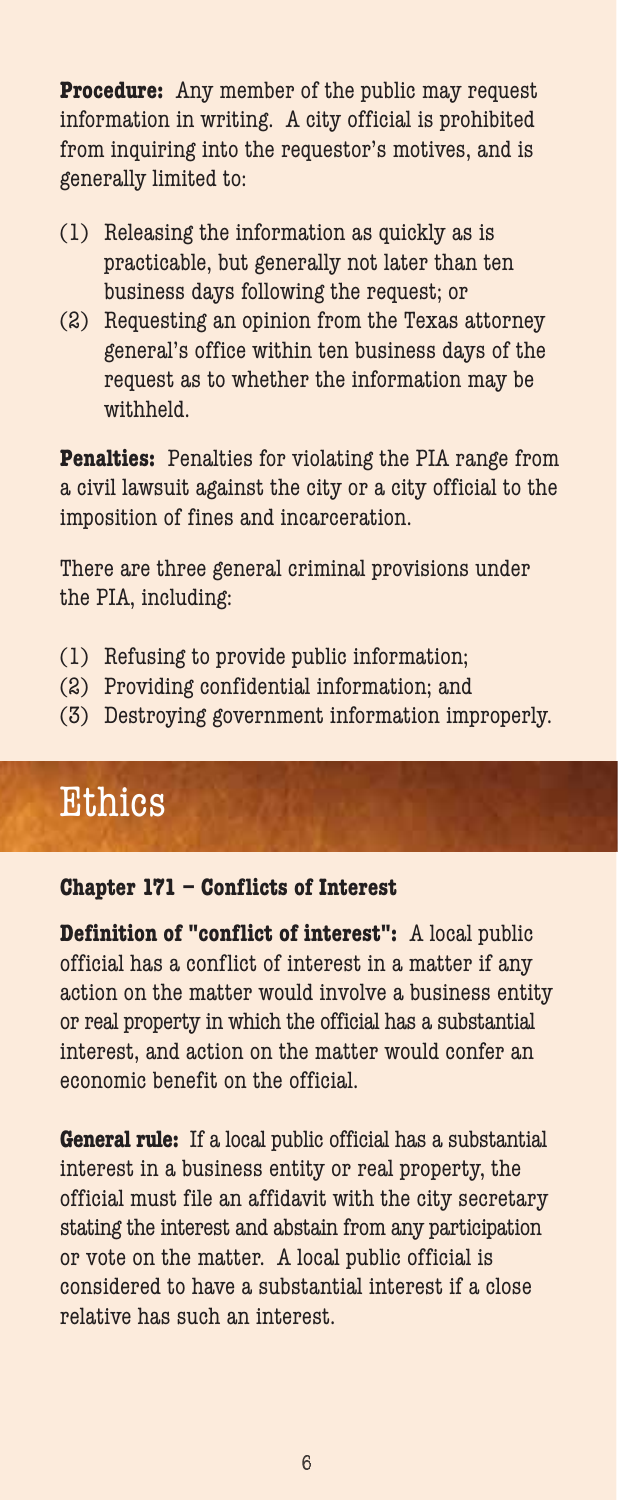**Procedure:** Any member of the public may request information in writing. A city official is prohibited from inquiring into the requestor's motives, and is generally limited to:

(1) Releasing the information as quickly as is practicable, but generally not later than ten business days following the request; or
(2) Requesting an opinion from the Texas attorney general's office within ten business days of the request as to whether the information may be withheld.

**Penalties:** Penalties for violating the PIA range from a civil lawsuit against the city or a city official to the imposition of fines and incarceration.

There are three general criminal provisions under the PIA, including:

(1) Refusing to provide public information;
(2) Providing confidential information; and
(3) Destroying government information improperly.

# Ethics

### Chapter 171 – Conflicts of Interest

**Definition of "conflict of interest":** A local public official has a conflict of interest in a matter if any action on the matter would involve a business entity or real property in which the official has a substantial interest, and action on the matter would confer an economic benefit on the official.

**General rule:** If a local public official has a substantial interest in a business entity or real property, the official must file an affidavit with the city secretary stating the interest and abstain from any participation or vote on the matter. A local public official is considered to have a substantial interest if a close relative has such an interest.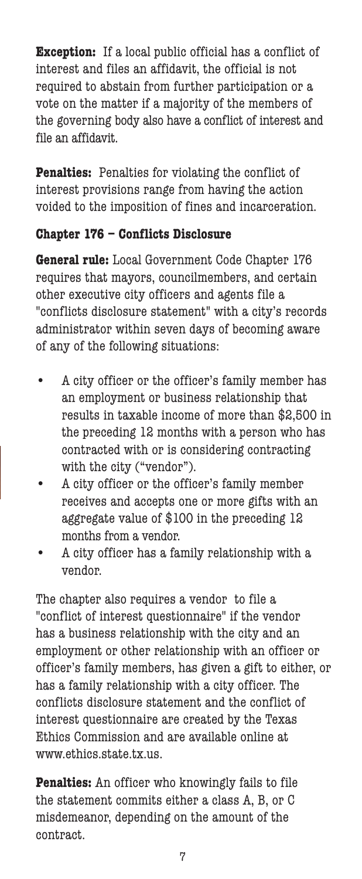**Exception:** If a local public official has a conflict of interest and files an affidavit, the official is not required to abstain from further participation or a vote on the matter if a majority of the members of the governing body also have a conflict of interest and file an affidavit.

**Penalties:** Penalties for violating the conflict of interest provisions range from having the action voided to the imposition of fines and incarceration.

**Chapter 176 – Conflicts Disclosure**

**General rule:** Local Government Code Chapter 176 requires that mayors, councilmembers, and certain other executive city officers and agents file a "conflicts disclosure statement" with a city's records administrator within seven days of becoming aware of any of the following situations:

- A city officer or the officer's family member has an employment or business relationship that results in taxable income of more than $2,500 in the preceding 12 months with a person who has contracted with or is considering contracting with the city ("vendor").
- A city officer or the officer's family member receives and accepts one or more gifts with an aggregate value of $100 in the preceding 12 months from a vendor.
- A city officer has a family relationship with a vendor.

The chapter also requires a vendor to file a "conflict of interest questionnaire" if the vendor has a business relationship with the city and an employment or other relationship with an officer or officer's family members, has given a gift to either, or has a family relationship with a city officer. The conflicts disclosure statement and the conflict of interest questionnaire are created by the Texas Ethics Commission and are available online at www.ethics.state.tx.us.

**Penalties:** An officer who knowingly fails to file the statement commits either a class A, B, or C misdemeanor, depending on the amount of the contract.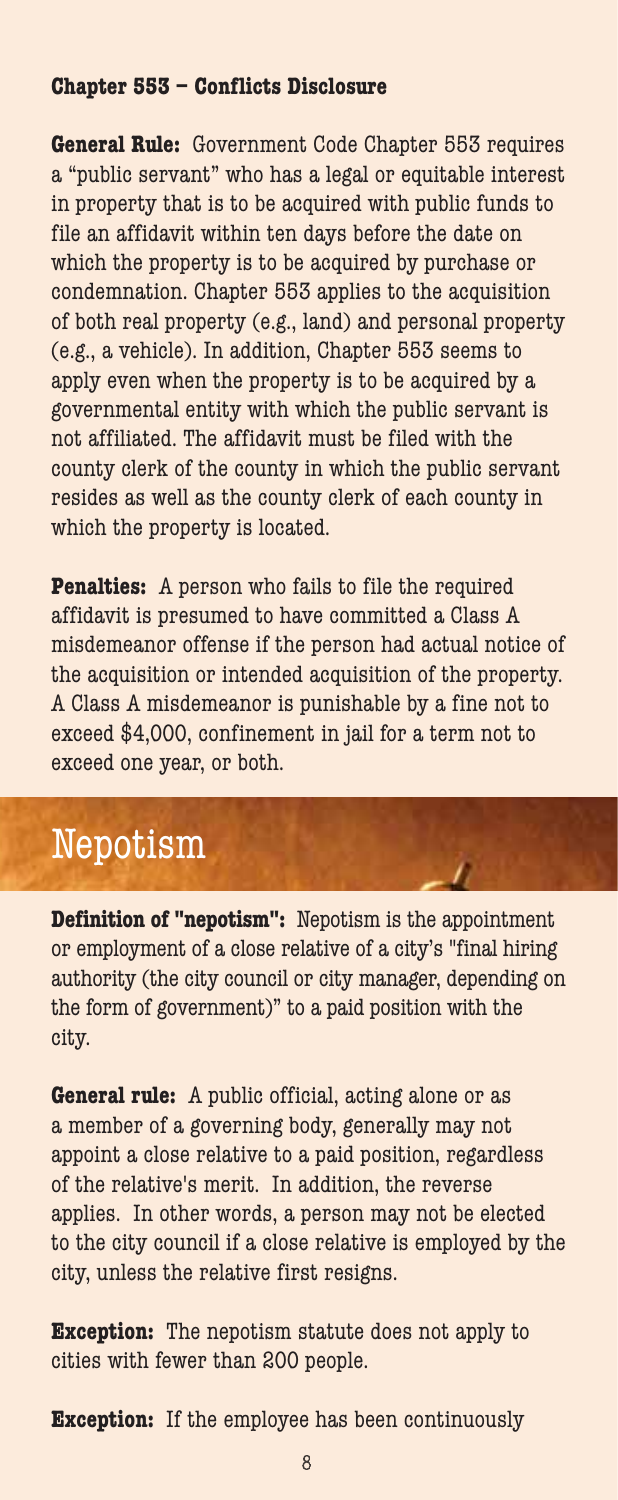### Chapter 553 – Conflicts Disclosure

**General Rule:** Government Code Chapter 553 requires a "public servant" who has a legal or equitable interest in property that is to be acquired with public funds to file an affidavit within ten days before the date on which the property is to be acquired by purchase or condemnation. Chapter 553 applies to the acquisition of both real property (e.g., land) and personal property (e.g., a vehicle). In addition, Chapter 553 seems to apply even when the property is to be acquired by a governmental entity with which the public servant is not affiliated. The affidavit must be filed with the county clerk of the county in which the public servant resides as well as the county clerk of each county in which the property is located.

**Penalties:** A person who fails to file the required affidavit is presumed to have committed a Class A misdemeanor offense if the person had actual notice of the acquisition or intended acquisition of the property. A Class A misdemeanor is punishable by a fine not to exceed $4,000, confinement in jail for a term not to exceed one year, or both.

## Nepotism

**Definition of "nepotism":** Nepotism is the appointment or employment of a close relative of a city's "final hiring authority (the city council or city manager, depending on the form of government)" to a paid position with the city.

**General rule:** A public official, acting alone or as a member of a governing body, generally may not appoint a close relative to a paid position, regardless of the relative's merit. In addition, the reverse applies. In other words, a person may not be elected to the city council if a close relative is employed by the city, unless the relative first resigns.

**Exception:** The nepotism statute does not apply to cities with fewer than 200 people.

**Exception:** If the employee has been continuously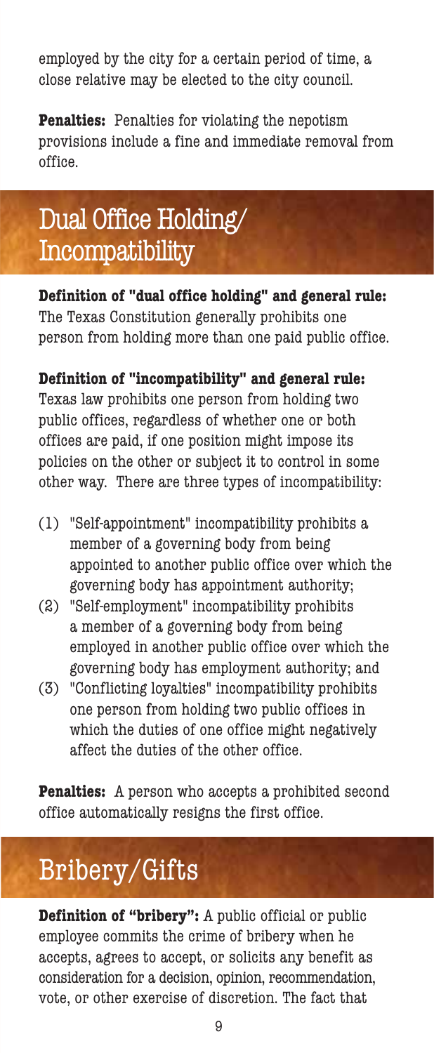employed by the city for a certain period of time, a close relative may be elected to the city council.

**Penalties:** Penalties for violating the nepotism provisions include a fine and immediate removal from office.

## Dual Office Holding/ Incompatibility

**Definition of "dual office holding" and general rule:** The Texas Constitution generally prohibits one person from holding more than one paid public office.

**Definition of "incompatibility" and general rule:** Texas law prohibits one person from holding two public offices, regardless of whether one or both offices are paid, if one position might impose its policies on the other or subject it to control in some other way. There are three types of incompatibility:

(1) "Self-appointment" incompatibility prohibits a member of a governing body from being appointed to another public office over which the governing body has appointment authority;

(2) "Self-employment" incompatibility prohibits a member of a governing body from being employed in another public office over which the governing body has employment authority; and

(3) "Conflicting loyalties" incompatibility prohibits one person from holding two public offices in which the duties of one office might negatively affect the duties of the other office.

**Penalties:** A person who accepts a prohibited second office automatically resigns the first office.

## Bribery/Gifts

**Definition of "bribery":** A public official or public employee commits the crime of bribery when he accepts, agrees to accept, or solicits any benefit as consideration for a decision, opinion, recommendation, vote, or other exercise of discretion. The fact that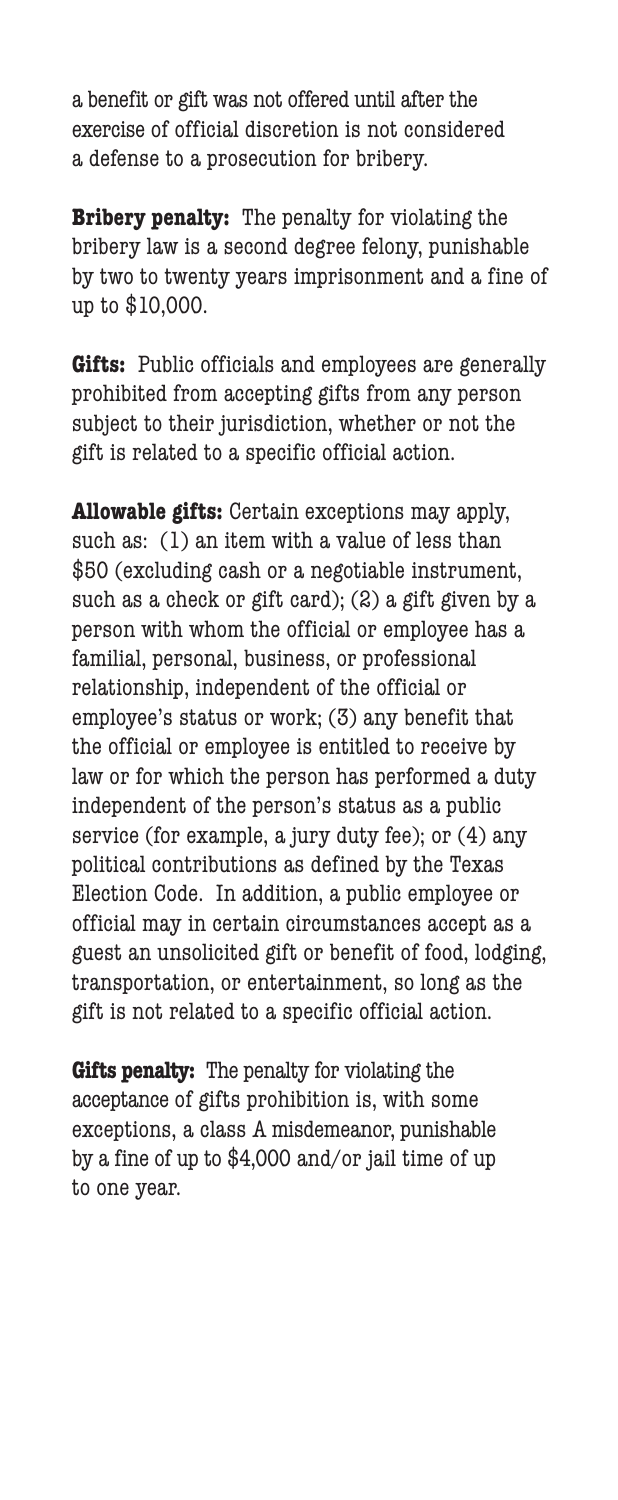a benefit or gift was not offered until after the exercise of official discretion is not considered a defense to a prosecution for bribery.

**Bribery penalty:** The penalty for violating the bribery law is a second degree felony, punishable by two to twenty years imprisonment and a fine of up to $10,000.

**Gifts:** Public officials and employees are generally prohibited from accepting gifts from any person subject to their jurisdiction, whether or not the gift is related to a specific official action.

**Allowable gifts:** Certain exceptions may apply, such as: (1) an item with a value of less than $50 (excluding cash or a negotiable instrument, such as a check or gift card); (2) a gift given by a person with whom the official or employee has a familial, personal, business, or professional relationship, independent of the official or employee's status or work; (3) any benefit that the official or employee is entitled to receive by law or for which the person has performed a duty independent of the person's status as a public service (for example, a jury duty fee); or (4) any political contributions as defined by the Texas Election Code. In addition, a public employee or official may in certain circumstances accept as a guest an unsolicited gift or benefit of food, lodging, transportation, or entertainment, so long as the gift is not related to a specific official action.

**Gifts penalty:** The penalty for violating the acceptance of gifts prohibition is, with some exceptions, a class A misdemeanor, punishable by a fine of up to $4,000 and/or jail time of up to one year.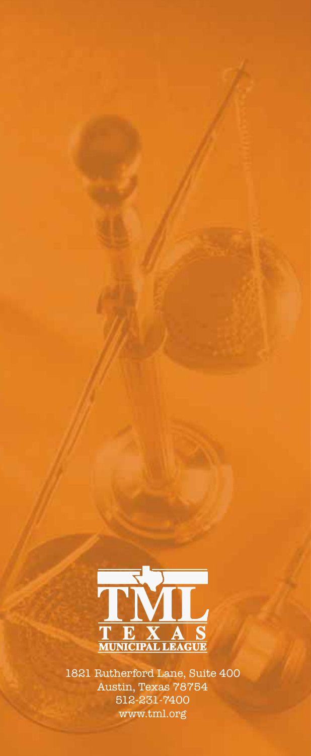TML

TEXAS

MUNICIPAL LEAGUE

1821 Rutherford Lane, Suite 400
Austin, Texas 78754
512-231-7400
www.tml.org